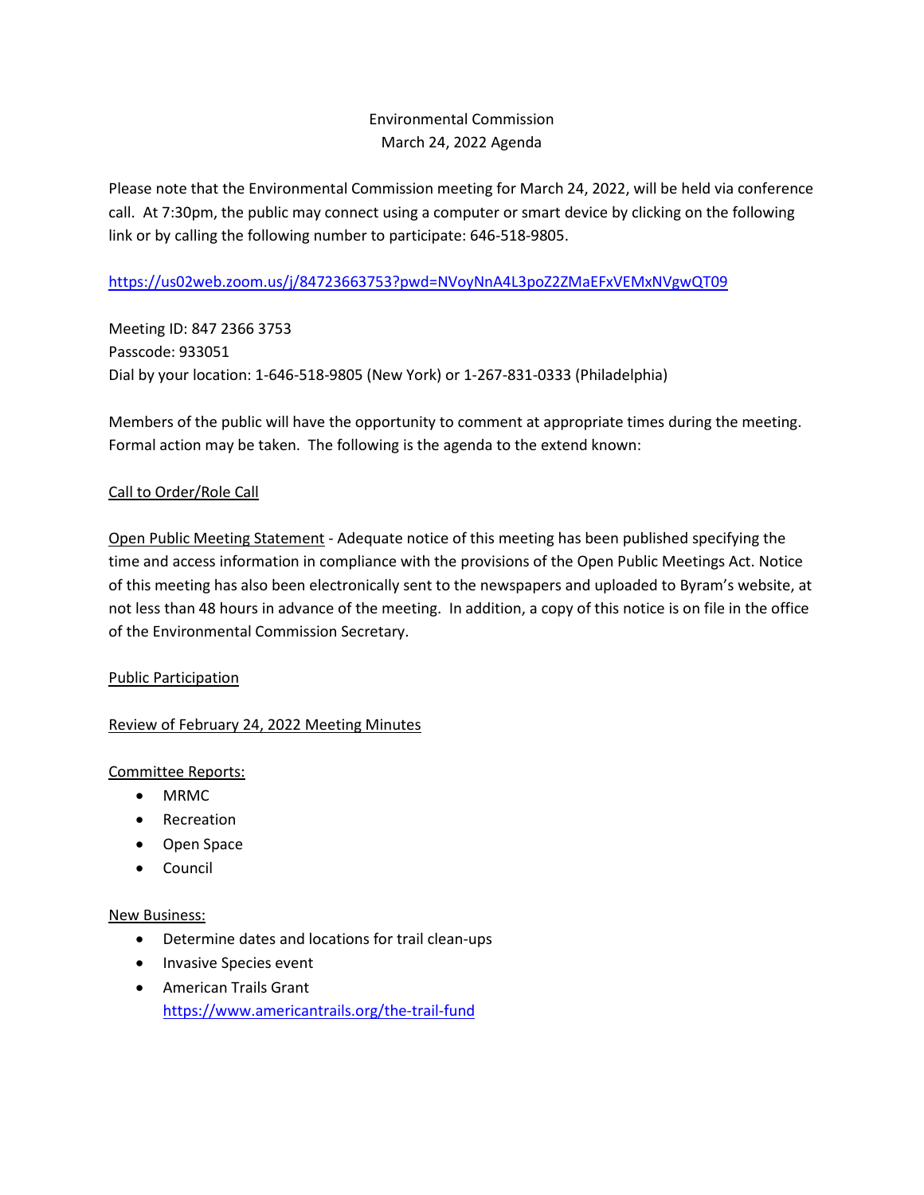# Environmental Commission
## March 24, 2022 Agenda

Please note that the Environmental Commission meeting for March 24, 2022, will be held via conference call. At 7:30pm, the public may connect using a computer or smart device by clicking on the following link or by calling the following number to participate: 646-518-9805.

https://us02web.zoom.us/j/84723663753?pwd=NVoyNnA4L3poZ2ZMaEFxVEMxNVgwQT09

Meeting ID: 847 2366 3753
Passcode: 933051
Dial by your location: 1-646-518-9805 (New York) or 1-267-831-0333 (Philadelphia)

Members of the public will have the opportunity to comment at appropriate times during the meeting. Formal action may be taken. The following is the agenda to the extend known:

Call to Order/Role Call

Open Public Meeting Statement - Adequate notice of this meeting has been published specifying the time and access information in compliance with the provisions of the Open Public Meetings Act. Notice of this meeting has also been electronically sent to the newspapers and uploaded to Byram's website, at not less than 48 hours in advance of the meeting. In addition, a copy of this notice is on file in the office of the Environmental Commission Secretary.

Public Participation

Review of February 24, 2022 Meeting Minutes

Committee Reports:

- MRMC
- Recreation
- Open Space
- Council

New Business:

- Determine dates and locations for trail clean-ups
- Invasive Species event
- American Trails Grant
  https://www.americantrails.org/the-trail-fund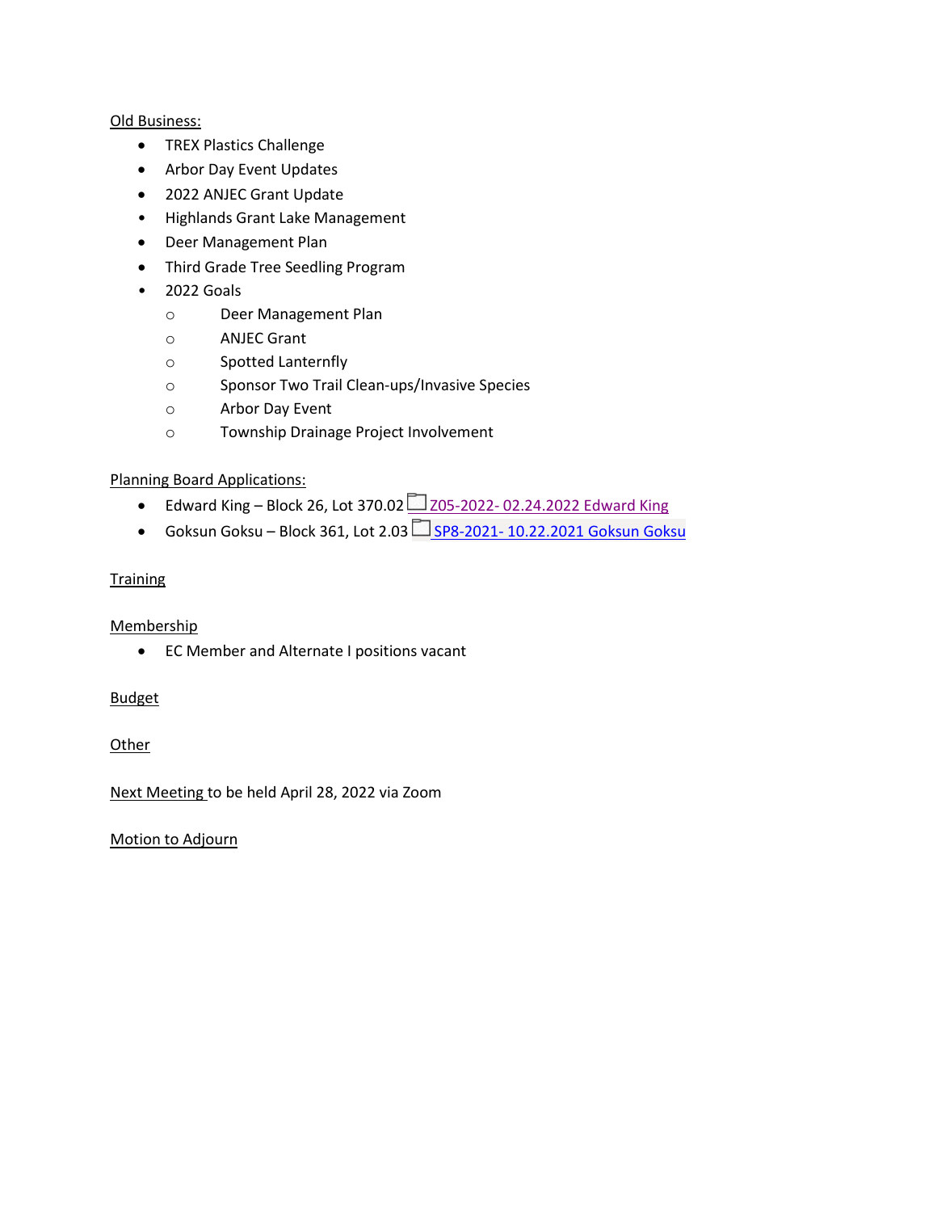Old Business:

- TREX Plastics Challenge
- Arbor Day Event Updates
- 2022 ANJEC Grant Update
- Highlands Grant Lake Management
- Deer Management Plan
- Third Grade Tree Seedling Program
- 2022 Goals
  - Deer Management Plan
  - ANJEC Grant
  - Spotted Lanternfly
  - Sponsor Two Trail Clean-ups/Invasive Species
  - Arbor Day Event
  - Township Drainage Project Involvement

Planning Board Applications:

- Edward King – Block 26, Lot 370.02 Z05-2022- 02.24.2022 Edward King
- Goksun Goksu – Block 361, Lot 2.03 SP8-2021- 10.22.2021 Goksun Goksu

Training

Membership

- EC Member and Alternate I positions vacant

Budget

Other

Next Meeting to be held April 28, 2022 via Zoom

Motion to Adjourn